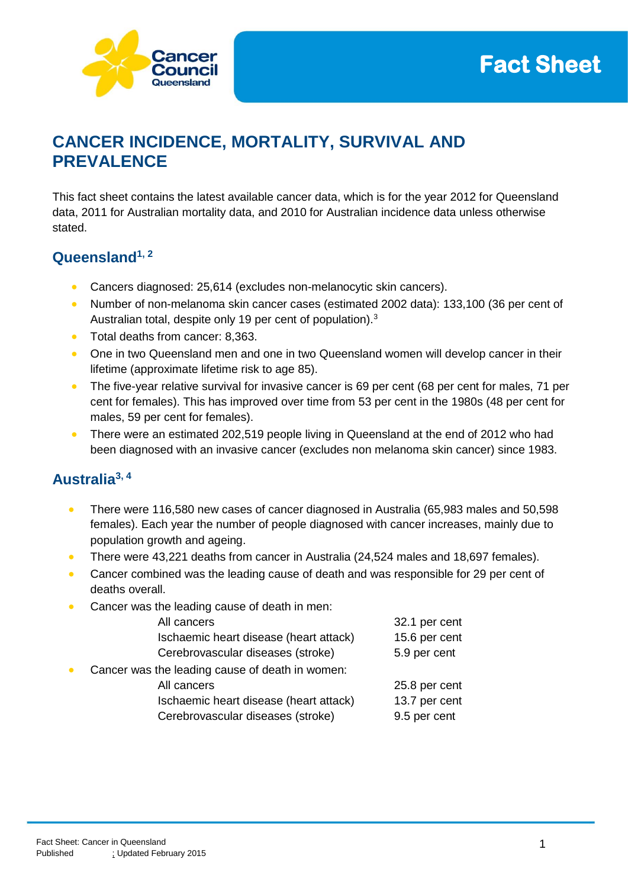# CANCER INCIDENCE, MORTALITY, SURVIVAL AND PREVALENCE

This fact sheet contains the latest available cancer data, which is for the year 2012 for Queensland data, 2011 for Australian mortality data, and 2010 for Australian incidence data unless otherwise stated.

## Queensland[1, 2]

- Cancers diagnosed: 25,614 (excludes non-melanocytic skin cancers).
- Number of non-melanoma skin cancer cases (estimated 2002 data): 133,100 (36 per cent of Australian total, despite only 19 per cent of population).[3]
- Total deaths from cancer: 8,363.
- One in two Queensland men and one in two Queensland women will develop cancer in their lifetime (approximate lifetime risk to age 85).
- The five-year relative survival for invasive cancer is 69 per cent (68 per cent for males, 71 per cent for females). This has improved over time from 53 per cent in the 1980s (48 per cent for males, 59 per cent for females).
- There were an estimated 202,519 people living in Queensland at the end of 2012 who had been diagnosed with an invasive cancer (excludes non melanoma skin cancer) since 1983.

## Australia[3, 4]

- There were 116,580 new cases of cancer diagnosed in Australia (65,983 males and 50,598 females). Each year the number of people diagnosed with cancer increases, mainly due to population growth and ageing.
- There were 43,221 deaths from cancer in Australia (24,524 males and 18,697 females).
- Cancer combined was the leading cause of death and was responsible for 29 per cent of deaths overall.
- Cancer was the leading cause of death in men:

| | |
|---|---|
| All cancers | 32.1 per cent |
| Ischaemic heart disease (heart attack) | 15.6 per cent |
| Cerebrovascular diseases (stroke) | 5.9 per cent |

- Cancer was the leading cause of death in women:

| | |
|---|---|
| All cancers | 25.8 per cent |
| Ischaemic heart disease (heart attack) | 13.7 per cent |
| Cerebrovascular diseases (stroke) | 9.5 per cent |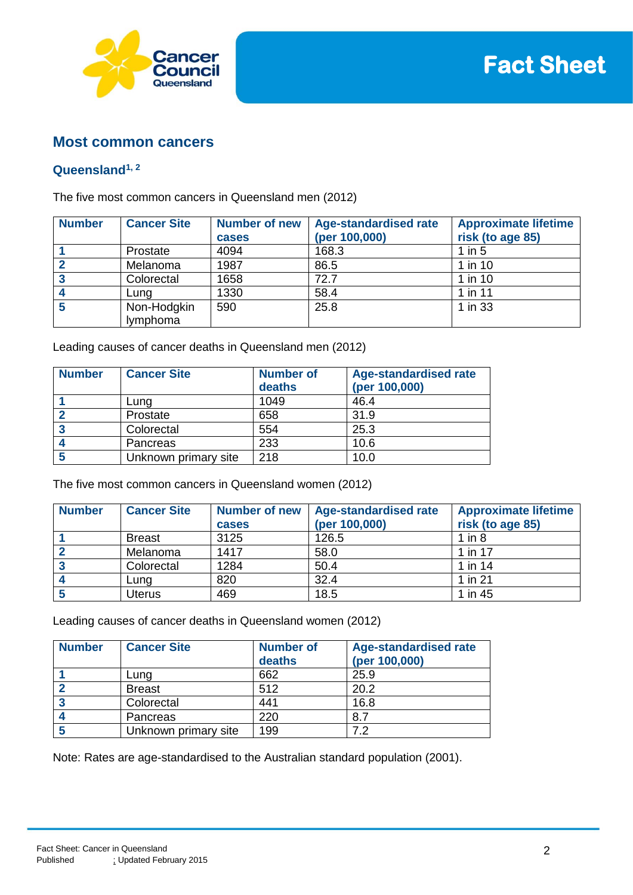## Most common cancers

### Queensland[1, 2]

The five most common cancers in Queensland men (2012)

| Number | Cancer Site | Number of new cases | Age-standardised rate (per 100,000) | Approximate lifetime risk (to age 85) |
|---|---|---|---|---|
| 1 | Prostate | 4094 | 168.3 | 1 in 5 |
| 2 | Melanoma | 1987 | 86.5 | 1 in 10 |
| 3 | Colorectal | 1658 | 72.7 | 1 in 10 |
| 4 | Lung | 1330 | 58.4 | 1 in 11 |
| 5 | Non-Hodgkin lymphoma | 590 | 25.8 | 1 in 33 |

Leading causes of cancer deaths in Queensland men (2012)

| Number | Cancer Site | Number of deaths | Age-standardised rate (per 100,000) |
|---|---|---|---|
| 1 | Lung | 1049 | 46.4 |
| 2 | Prostate | 658 | 31.9 |
| 3 | Colorectal | 554 | 25.3 |
| 4 | Pancreas | 233 | 10.6 |
| 5 | Unknown primary site | 218 | 10.0 |

The five most common cancers in Queensland women (2012)

| Number | Cancer Site | Number of new cases | Age-standardised rate (per 100,000) | Approximate lifetime risk (to age 85) |
|---|---|---|---|---|
| 1 | Breast | 3125 | 126.5 | 1 in 8 |
| 2 | Melanoma | 1417 | 58.0 | 1 in 17 |
| 3 | Colorectal | 1284 | 50.4 | 1 in 14 |
| 4 | Lung | 820 | 32.4 | 1 in 21 |
| 5 | Uterus | 469 | 18.5 | 1 in 45 |

Leading causes of cancer deaths in Queensland women (2012)

| Number | Cancer Site | Number of deaths | Age-standardised rate (per 100,000) |
|---|---|---|---|
| 1 | Lung | 662 | 25.9 |
| 2 | Breast | 512 | 20.2 |
| 3 | Colorectal | 441 | 16.8 |
| 4 | Pancreas | 220 | 8.7 |
| 5 | Unknown primary site | 199 | 7.2 |

Note: Rates are age-standardised to the Australian standard population (2001).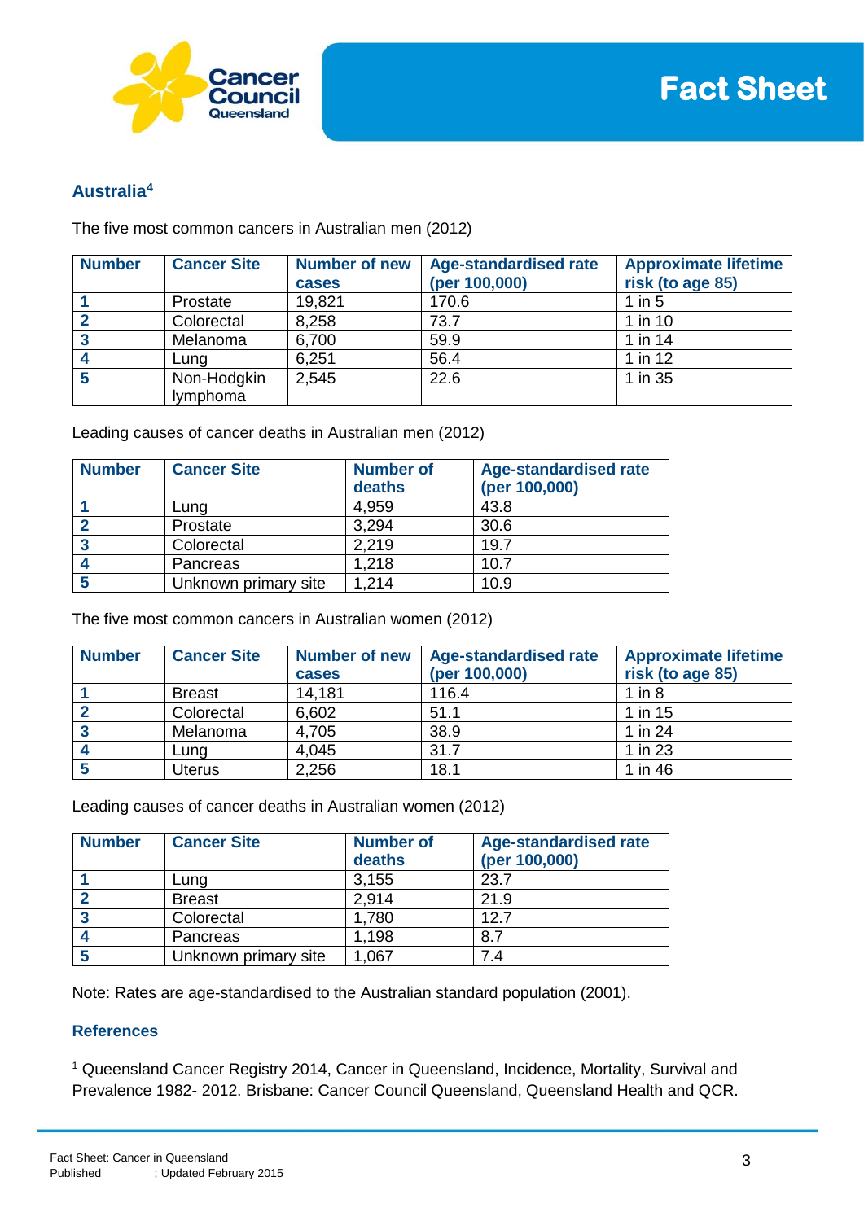## Australia[4]

The five most common cancers in Australian men (2012)

| Number | Cancer Site | Number of new cases | Age-standardised rate (per 100,000) | Approximate lifetime risk (to age 85) |
|---|---|---|---|---|
| 1 | Prostate | 19,821 | 170.6 | 1 in 5 |
| 2 | Colorectal | 8,258 | 73.7 | 1 in 10 |
| 3 | Melanoma | 6,700 | 59.9 | 1 in 14 |
| 4 | Lung | 6,251 | 56.4 | 1 in 12 |
| 5 | Non-Hodgkin lymphoma | 2,545 | 22.6 | 1 in 35 |

Leading causes of cancer deaths in Australian men (2012)

| Number | Cancer Site | Number of deaths | Age-standardised rate (per 100,000) |
|---|---|---|---|
| 1 | Lung | 4,959 | 43.8 |
| 2 | Prostate | 3,294 | 30.6 |
| 3 | Colorectal | 2,219 | 19.7 |
| 4 | Pancreas | 1,218 | 10.7 |
| 5 | Unknown primary site | 1,214 | 10.9 |

The five most common cancers in Australian women (2012)

| Number | Cancer Site | Number of new cases | Age-standardised rate (per 100,000) | Approximate lifetime risk (to age 85) |
|---|---|---|---|---|
| 1 | Breast | 14,181 | 116.4 | 1 in 8 |
| 2 | Colorectal | 6,602 | 51.1 | 1 in 15 |
| 3 | Melanoma | 4,705 | 38.9 | 1 in 24 |
| 4 | Lung | 4,045 | 31.7 | 1 in 23 |
| 5 | Uterus | 2,256 | 18.1 | 1 in 46 |

Leading causes of cancer deaths in Australian women (2012)

| Number | Cancer Site | Number of deaths | Age-standardised rate (per 100,000) |
|---|---|---|---|
| 1 | Lung | 3,155 | 23.7 |
| 2 | Breast | 2,914 | 21.9 |
| 3 | Colorectal | 1,780 | 12.7 |
| 4 | Pancreas | 1,198 | 8.7 |
| 5 | Unknown primary site | 1,067 | 7.4 |

Note: Rates are age-standardised to the Australian standard population (2001).

### References

[1] Queensland Cancer Registry 2014, Cancer in Queensland, Incidence, Mortality, Survival and Prevalence 1982- 2012. Brisbane: Cancer Council Queensland, Queensland Health and QCR.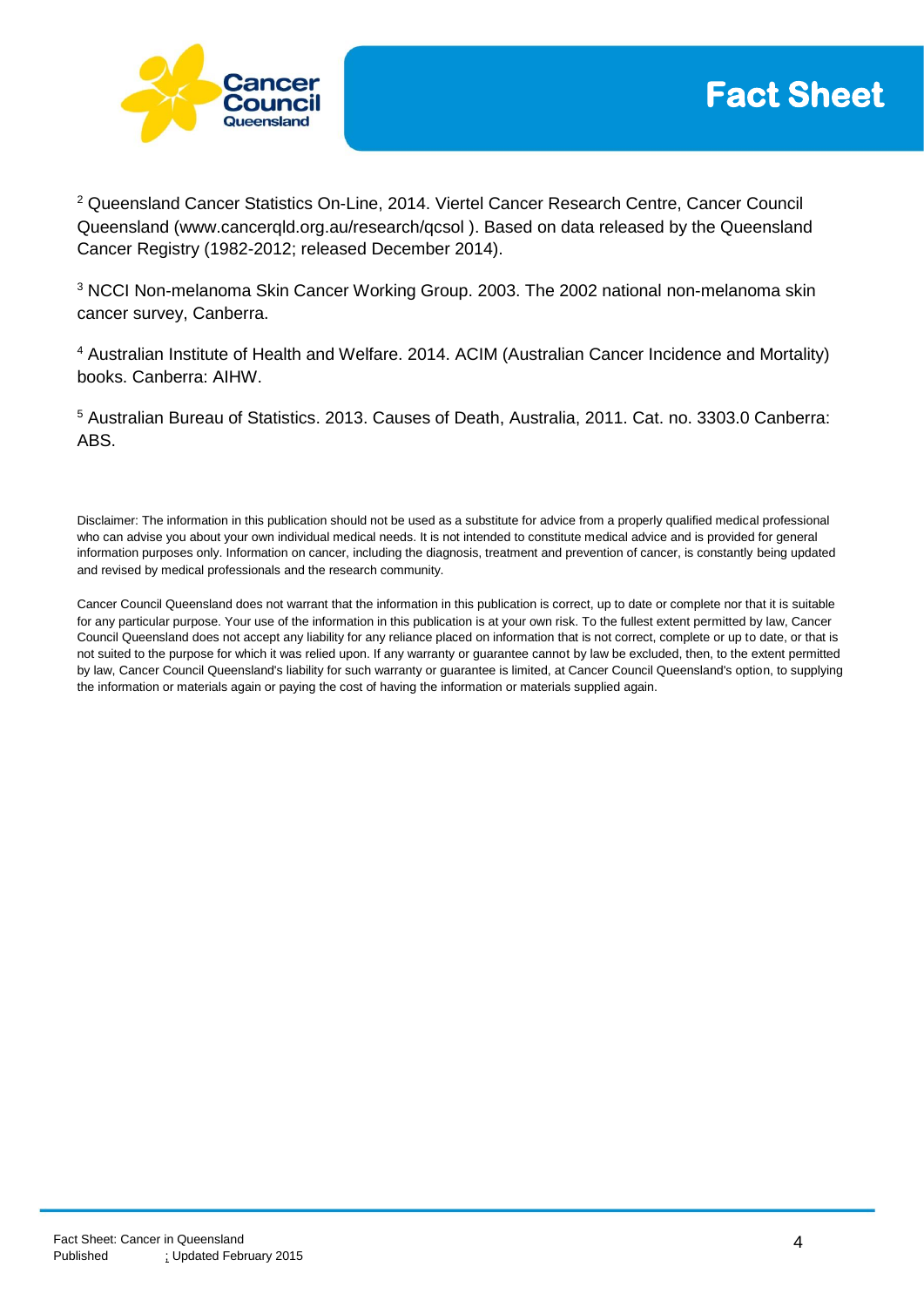[2] Queensland Cancer Statistics On-Line, 2014. Viertel Cancer Research Centre, Cancer Council Queensland (www.cancerqld.org.au/research/qcsol ). Based on data released by the Queensland Cancer Registry (1982-2012; released December 2014).

[3] NCCI Non-melanoma Skin Cancer Working Group. 2003. The 2002 national non-melanoma skin cancer survey, Canberra.

[4] Australian Institute of Health and Welfare. 2014. ACIM (Australian Cancer Incidence and Mortality) books. Canberra: AIHW.

[5] Australian Bureau of Statistics. 2013. Causes of Death, Australia, 2011. Cat. no. 3303.0 Canberra: ABS.

Disclaimer: The information in this publication should not be used as a substitute for advice from a properly qualified medical professional who can advise you about your own individual medical needs. It is not intended to constitute medical advice and is provided for general information purposes only. Information on cancer, including the diagnosis, treatment and prevention of cancer, is constantly being updated and revised by medical professionals and the research community.

Cancer Council Queensland does not warrant that the information in this publication is correct, up to date or complete nor that it is suitable for any particular purpose. Your use of the information in this publication is at your own risk. To the fullest extent permitted by law, Cancer Council Queensland does not accept any liability for any reliance placed on information that is not correct, complete or up to date, or that is not suited to the purpose for which it was relied upon. If any warranty or guarantee cannot by law be excluded, then, to the extent permitted by law, Cancer Council Queensland's liability for such warranty or guarantee is limited, at Cancer Council Queensland's option, to supplying the information or materials again or paying the cost of having the information or materials supplied again.